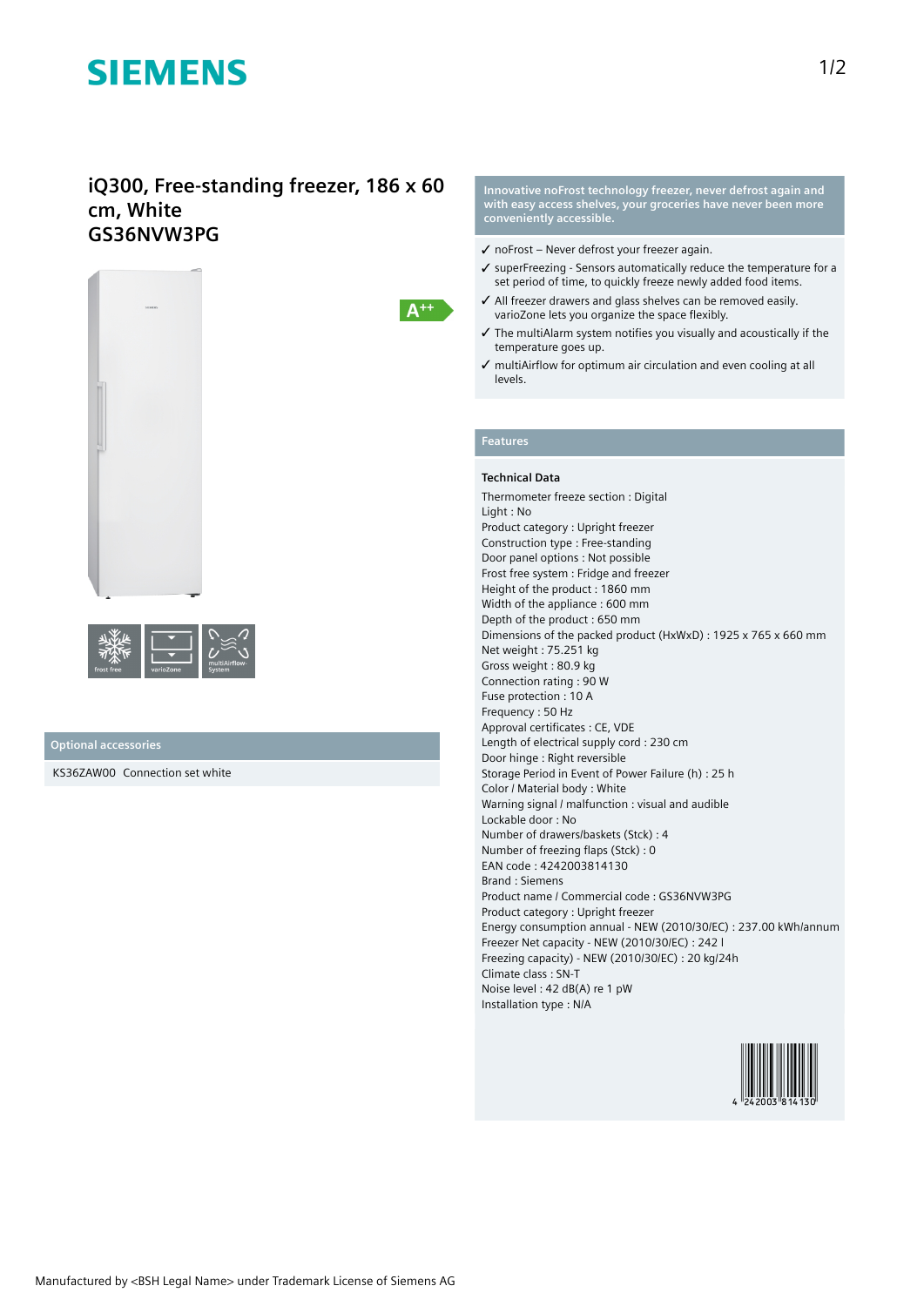# iQ300, Free-standing freezer, 186 x 60 cm, White
# GS36NVW3PG

A++

frost free

varioZone

multiAirflow-System

## Optional accessories

KS36ZAW00 Connection set white

**Innovative noFrost technology freezer, never defrost again and with easy access shelves, your groceries have never been more conveniently accessible.**

- ✓ noFrost – Never defrost your freezer again.
- ✓ superFreezing - Sensors automatically reduce the temperature for a set period of time, to quickly freeze newly added food items.
- ✓ All freezer drawers and glass shelves can be removed easily. varioZone lets you organize the space flexibly.
- ✓ The multiAlarm system notifies you visually and acoustically if the temperature goes up.
- ✓ multiAirflow for optimum air circulation and even cooling at all levels.

## Features

### Technical Data

Thermometer freeze section : Digital
Light : No
Product category : Upright freezer
Construction type : Free-standing
Door panel options : Not possible
Frost free system : Fridge and freezer
Height of the product : 1860 mm
Width of the appliance : 600 mm
Depth of the product : 650 mm
Dimensions of the packed product (HxWxD) : 1925 x 765 x 660 mm
Net weight : 75.251 kg
Gross weight : 80.9 kg
Connection rating : 90 W
Fuse protection : 10 A
Frequency : 50 Hz
Approval certificates : CE, VDE
Length of electrical supply cord : 230 cm
Door hinge : Right reversible
Storage Period in Event of Power Failure (h) : 25 h
Color / Material body : White
Warning signal / malfunction : visual and audible
Lockable door : No
Number of drawers/baskets (Stck) : 4
Number of freezing flaps (Stck) : 0
EAN code : 4242003814130
Brand : Siemens
Product name / Commercial code : GS36NVW3PG
Product category : Upright freezer
Energy consumption annual - NEW (2010/30/EC) : 237.00 kWh/annum
Freezer Net capacity - NEW (2010/30/EC) : 242 l
Freezing capacity) - NEW (2010/30/EC) : 20 kg/24h
Climate class : SN-T
Noise level : 42 dB(A) re 1 pW
Installation type : N/A

4 242003 814130

Manufactured by <BSH Legal Name> under Trademark License of Siemens AG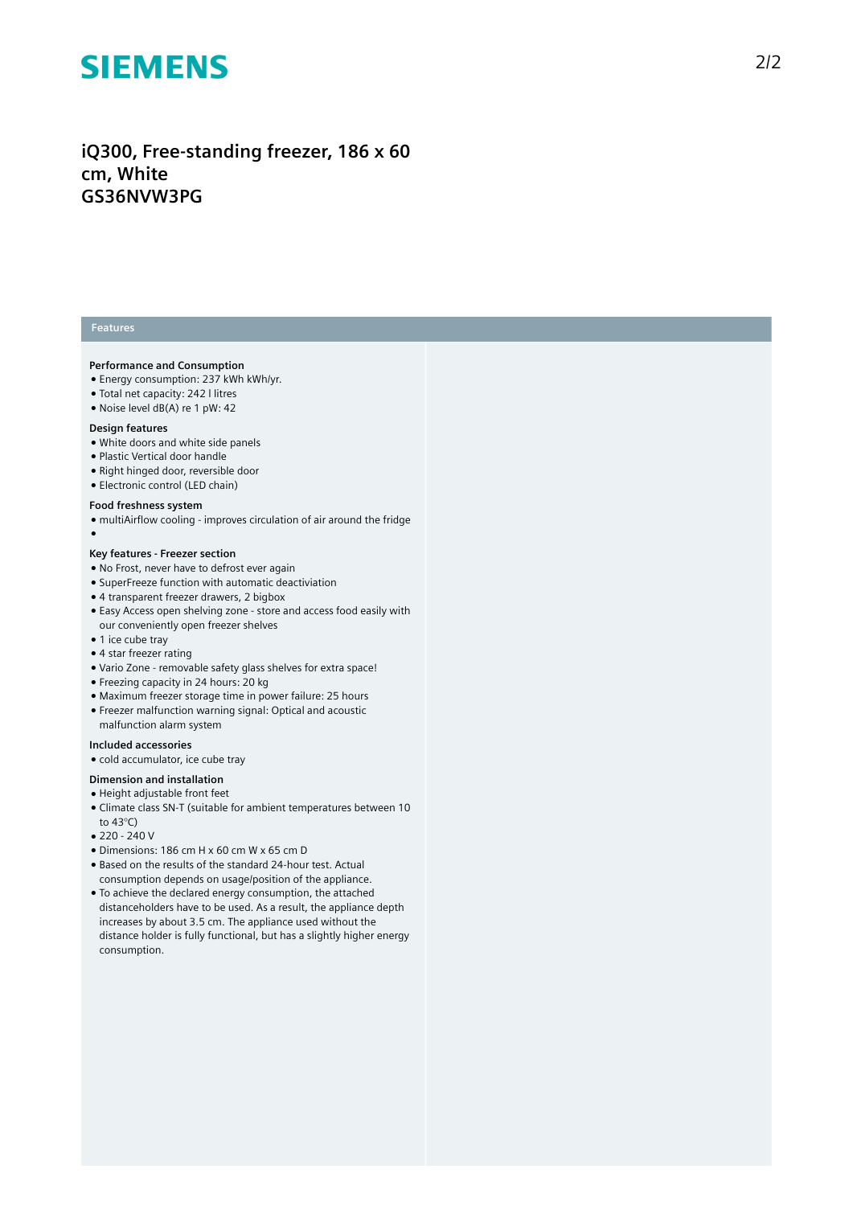# iQ300, Free-standing freezer, 186 x 60 cm, White
# GS36NVW3PG

## Features

### Performance and Consumption

- Energy consumption: 237 kWh kWh/yr.
- Total net capacity: 242 l litres
- Noise level dB(A) re 1 pW: 42

### Design features

- White doors and white side panels
- Plastic Vertical door handle
- Right hinged door, reversible door
- Electronic control (LED chain)

### Food freshness system

- multiAirflow cooling - improves circulation of air around the fridge
- 

### Key features - Freezer section

- No Frost, never have to defrost ever again
- SuperFreeze function with automatic deactiviation
- 4 transparent freezer drawers, 2 bigbox
- Easy Access open shelving zone - store and access food easily with our conveniently open freezer shelves
- 1 ice cube tray
- 4 star freezer rating
- Vario Zone - removable safety glass shelves for extra space!
- Freezing capacity in 24 hours: 20 kg
- Maximum freezer storage time in power failure: 25 hours
- Freezer malfunction warning signal: Optical and acoustic malfunction alarm system

### Included accessories

- cold accumulator, ice cube tray

### Dimension and installation

- Height adjustable front feet
- Climate class SN-T (suitable for ambient temperatures between 10 to 43°C)
- 220 - 240 V
- Dimensions: 186 cm H x 60 cm W x 65 cm D
- Based on the results of the standard 24-hour test. Actual consumption depends on usage/position of the appliance.
- To achieve the declared energy consumption, the attached distanceholders have to be used. As a result, the appliance depth increases by about 3.5 cm. The appliance used without the distance holder is fully functional, but has a slightly higher energy consumption.